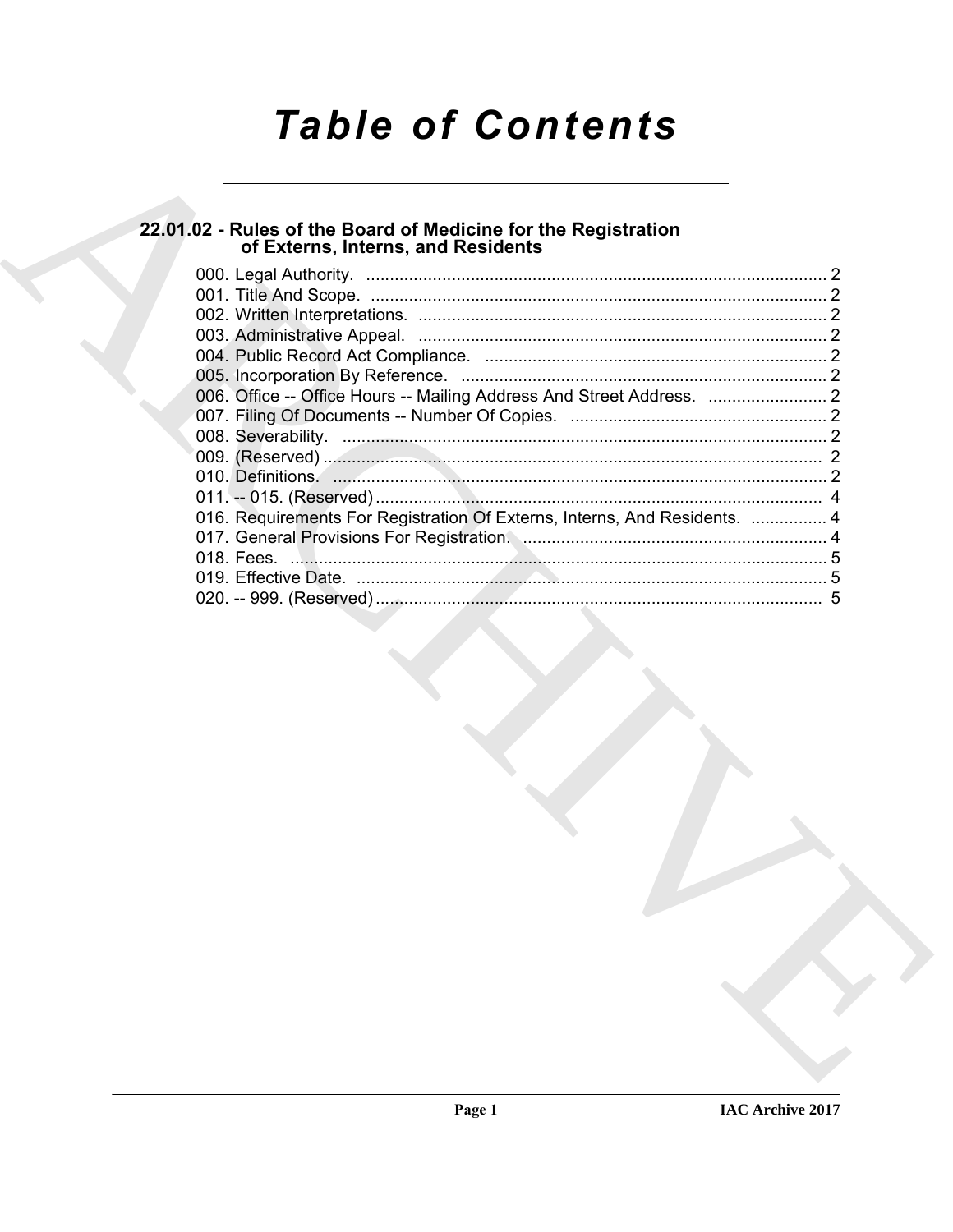# Table of Contents

## 22.01.02 - Rules of the Board of Medicine for the Registration of Externs, Interns, and Residents

000. Legal Authority. ........................................................................................ 2
001. Title And Scope. ........................................................................................ 2
002. Written Interpretations. ........................................................................................ 2
003. Administrative Appeal. ........................................................................................ 2
004. Public Record Act Compliance. ........................................................................................ 2
005. Incorporation By Reference. ........................................................................................ 2
006. Office -- Office Hours -- Mailing Address And Street Address. ........................ 2
007. Filing Of Documents -- Number Of Copies. ........................................................ 2
008. Severability. ........................................................................................ 2
009. (Reserved) ........................................................................................ 2
010. Definitions. ........................................................................................ 2
011. -- 015. (Reserved) ........................................................................................ 4
016. Requirements For Registration Of Externs, Interns, And Residents. ................ 4
017. General Provisions For Registration. ........................................................ 4
018. Fees. ........................................................................................ 5
019. Effective Date. ........................................................................................ 5
020. -- 999. (Reserved) ........................................................................................ 5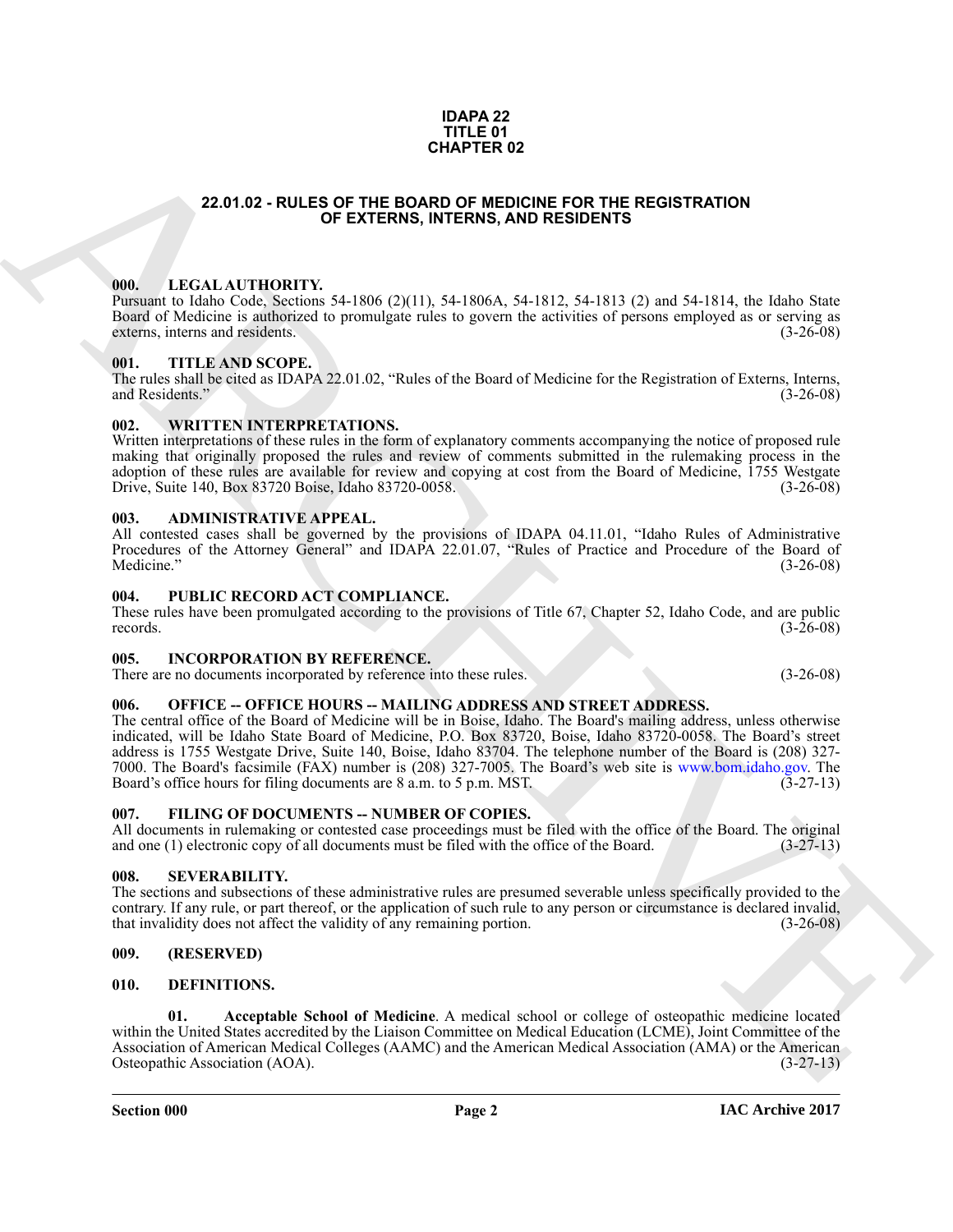**IDAPA 22**
**TITLE 01**
**CHAPTER 02**

# 22.01.02 - RULES OF THE BOARD OF MEDICINE FOR THE REGISTRATION OF EXTERNS, INTERNS, AND RESIDENTS

## 000. LEGAL AUTHORITY.

Pursuant to Idaho Code, Sections 54-1806 (2)(11), 54-1806A, 54-1812, 54-1813 (2) and 54-1814, the Idaho State Board of Medicine is authorized to promulgate rules to govern the activities of persons employed as or serving as externs, interns and residents. (3-26-08)

## 001. TITLE AND SCOPE.

The rules shall be cited as IDAPA 22.01.02, "Rules of the Board of Medicine for the Registration of Externs, Interns, and Residents." (3-26-08)

## 002. WRITTEN INTERPRETATIONS.

Written interpretations of these rules in the form of explanatory comments accompanying the notice of proposed rule making that originally proposed the rules and review of comments submitted in the rulemaking process in the adoption of these rules are available for review and copying at cost from the Board of Medicine, 1755 Westgate Drive, Suite 140, Box 83720 Boise, Idaho 83720-0058. (3-26-08)

## 003. ADMINISTRATIVE APPEAL.

All contested cases shall be governed by the provisions of IDAPA 04.11.01, "Idaho Rules of Administrative Procedures of the Attorney General" and IDAPA 22.01.07, "Rules of Practice and Procedure of the Board of Medicine." (3-26-08)

## 004. PUBLIC RECORD ACT COMPLIANCE.

These rules have been promulgated according to the provisions of Title 67, Chapter 52, Idaho Code, and are public records. (3-26-08)

## 005. INCORPORATION BY REFERENCE.

There are no documents incorporated by reference into these rules. (3-26-08)

## 006. OFFICE -- OFFICE HOURS -- MAILING ADDRESS AND STREET ADDRESS.

The central office of the Board of Medicine will be in Boise, Idaho. The Board's mailing address, unless otherwise indicated, will be Idaho State Board of Medicine, P.O. Box 83720, Boise, Idaho 83720-0058. The Board's street address is 1755 Westgate Drive, Suite 140, Boise, Idaho 83704. The telephone number of the Board is (208) 327-7000. The Board's facsimile (FAX) number is (208) 327-7005. The Board's web site is www.bom.idaho.gov. The Board's office hours for filing documents are 8 a.m. to 5 p.m. MST. (3-27-13)

## 007. FILING OF DOCUMENTS -- NUMBER OF COPIES.

All documents in rulemaking or contested case proceedings must be filed with the office of the Board. The original and one (1) electronic copy of all documents must be filed with the office of the Board. (3-27-13)

## 008. SEVERABILITY.

The sections and subsections of these administrative rules are presumed severable unless specifically provided to the contrary. If any rule, or part thereof, or the application of such rule to any person or circumstance is declared invalid, that invalidity does not affect the validity of any remaining portion. (3-26-08)

## 009. (RESERVED)

## 010. DEFINITIONS.

**01. Acceptable School of Medicine**. A medical school or college of osteopathic medicine located within the United States accredited by the Liaison Committee on Medical Education (LCME), Joint Committee of the Association of American Medical Colleges (AAMC) and the American Medical Association (AMA) or the American Osteopathic Association (AOA). (3-27-13)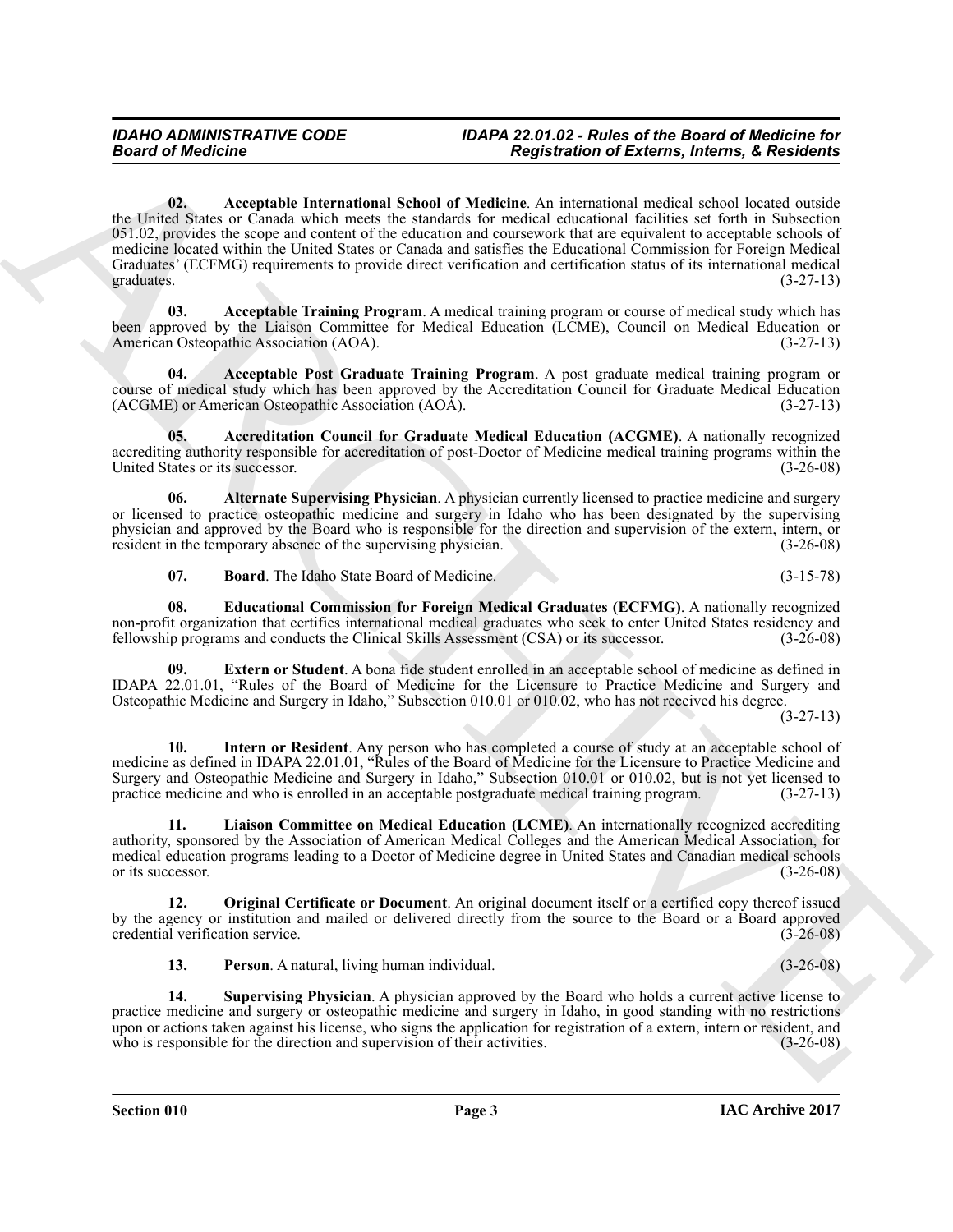**02. Acceptable International School of Medicine**. An international medical school located outside the United States or Canada which meets the standards for medical educational facilities set forth in Subsection 051.02, provides the scope and content of the education and coursework that are equivalent to acceptable schools of medicine located within the United States or Canada and satisfies the Educational Commission for Foreign Medical Graduates' (ECFMG) requirements to provide direct verification and certification status of its international medical graduates. (3-27-13)

**03. Acceptable Training Program**. A medical training program or course of medical study which has been approved by the Liaison Committee for Medical Education (LCME), Council on Medical Education or American Osteopathic Association (AOA). (3-27-13)

**04. Acceptable Post Graduate Training Program**. A post graduate medical training program or course of medical study which has been approved by the Accreditation Council for Graduate Medical Education (ACGME) or American Osteopathic Association (AOA). (3-27-13)

**05. Accreditation Council for Graduate Medical Education (ACGME)**. A nationally recognized accrediting authority responsible for accreditation of post-Doctor of Medicine medical training programs within the United States or its successor. (3-26-08)

**06. Alternate Supervising Physician**. A physician currently licensed to practice medicine and surgery or licensed to practice osteopathic medicine and surgery in Idaho who has been designated by the supervising physician and approved by the Board who is responsible for the direction and supervision of the extern, intern, or resident in the temporary absence of the supervising physician. (3-26-08)

**07. Board**. The Idaho State Board of Medicine. (3-15-78)

**08. Educational Commission for Foreign Medical Graduates (ECFMG)**. A nationally recognized non-profit organization that certifies international medical graduates who seek to enter United States residency and fellowship programs and conducts the Clinical Skills Assessment (CSA) or its successor. (3-26-08)

**09. Extern or Student**. A bona fide student enrolled in an acceptable school of medicine as defined in IDAPA 22.01.01, "Rules of the Board of Medicine for the Licensure to Practice Medicine and Surgery and Osteopathic Medicine and Surgery in Idaho," Subsection 010.01 or 010.02, who has not received his degree. (3-27-13)

**10. Intern or Resident**. Any person who has completed a course of study at an acceptable school of medicine as defined in IDAPA 22.01.01, "Rules of the Board of Medicine for the Licensure to Practice Medicine and Surgery and Osteopathic Medicine and Surgery in Idaho," Subsection 010.01 or 010.02, but is not yet licensed to practice medicine and who is enrolled in an acceptable postgraduate medical training program. (3-27-13)

**11. Liaison Committee on Medical Education (LCME)**. An internationally recognized accrediting authority, sponsored by the Association of American Medical Colleges and the American Medical Association, for medical education programs leading to a Doctor of Medicine degree in United States and Canadian medical schools or its successor. (3-26-08)

**12. Original Certificate or Document**. An original document itself or a certified copy thereof issued by the agency or institution and mailed or delivered directly from the source to the Board or a Board approved credential verification service. (3-26-08)

**13. Person**. A natural, living human individual. (3-26-08)

**14. Supervising Physician**. A physician approved by the Board who holds a current active license to practice medicine and surgery or osteopathic medicine and surgery in Idaho, in good standing with no restrictions upon or actions taken against his license, who signs the application for registration of a extern, intern or resident, and who is responsible for the direction and supervision of their activities. (3-26-08)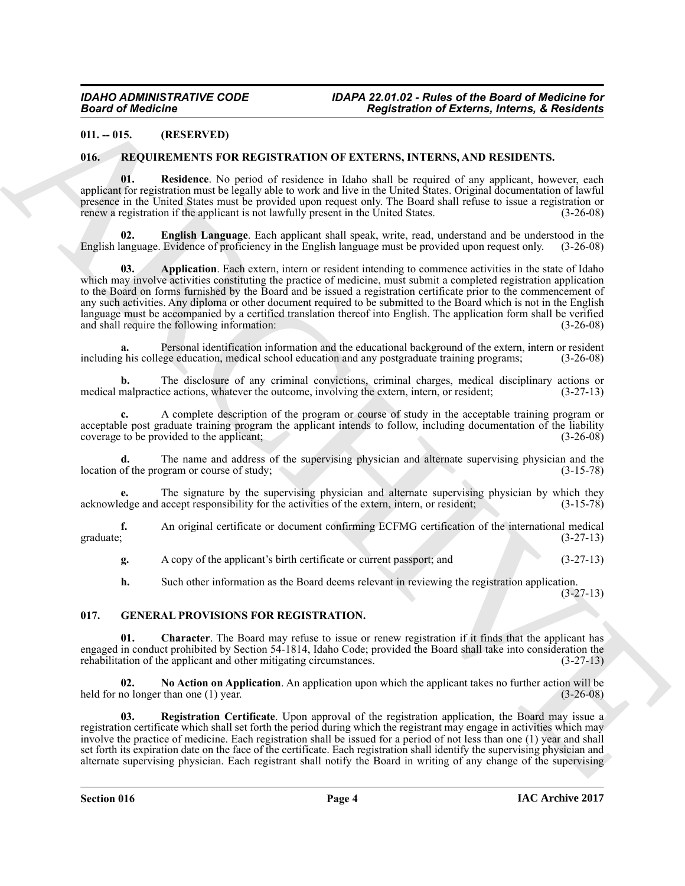## 011. -- 015. (RESERVED)

## 016. REQUIREMENTS FOR REGISTRATION OF EXTERNS, INTERNS, AND RESIDENTS.

**01. Residence**. No period of residence in Idaho shall be required of any applicant, however, each applicant for registration must be legally able to work and live in the United States. Original documentation of lawful presence in the United States must be provided upon request only. The Board shall refuse to issue a registration or renew a registration if the applicant is not lawfully present in the United States. (3-26-08)

**02. English Language**. Each applicant shall speak, write, read, understand and be understood in the English language. Evidence of proficiency in the English language must be provided upon request only. (3-26-08)

**03. Application**. Each extern, intern or resident intending to commence activities in the state of Idaho which may involve activities constituting the practice of medicine, must submit a completed registration application to the Board on forms furnished by the Board and be issued a registration certificate prior to the commencement of any such activities. Any diploma or other document required to be submitted to the Board which is not in the English language must be accompanied by a certified translation thereof into English. The application form shall be verified and shall require the following information: (3-26-08)

**a.** Personal identification information and the educational background of the extern, intern or resident including his college education, medical school education and any postgraduate training programs; (3-26-08)

**b.** The disclosure of any criminal convictions, criminal charges, medical disciplinary actions or medical malpractice actions, whatever the outcome, involving the extern, intern, or resident; (3-27-13)

**c.** A complete description of the program or course of study in the acceptable training program or acceptable post graduate training program the applicant intends to follow, including documentation of the liability coverage to be provided to the applicant; (3-26-08)

**d.** The name and address of the supervising physician and alternate supervising physician and the location of the program or course of study; (3-15-78)

**e.** The signature by the supervising physician and alternate supervising physician by which they acknowledge and accept responsibility for the activities of the extern, intern, or resident; (3-15-78)

**f.** An original certificate or document confirming ECFMG certification of the international medical graduate; (3-27-13)

**g.** A copy of the applicant's birth certificate or current passport; and (3-27-13)

**h.** Such other information as the Board deems relevant in reviewing the registration application. (3-27-13)

## 017. GENERAL PROVISIONS FOR REGISTRATION.

**01. Character**. The Board may refuse to issue or renew registration if it finds that the applicant has engaged in conduct prohibited by Section 54-1814, Idaho Code; provided the Board shall take into consideration the rehabilitation of the applicant and other mitigating circumstances. (3-27-13)

**02. No Action on Application**. An application upon which the applicant takes no further action will be held for no longer than one (1) year. (3-26-08)

**03. Registration Certificate**. Upon approval of the registration application, the Board may issue a registration certificate which shall set forth the period during which the registrant may engage in activities which may involve the practice of medicine. Each registration shall be issued for a period of not less than one (1) year and shall set forth its expiration date on the face of the certificate. Each registration shall identify the supervising physician and alternate supervising physician. Each registrant shall notify the Board in writing of any change of the supervising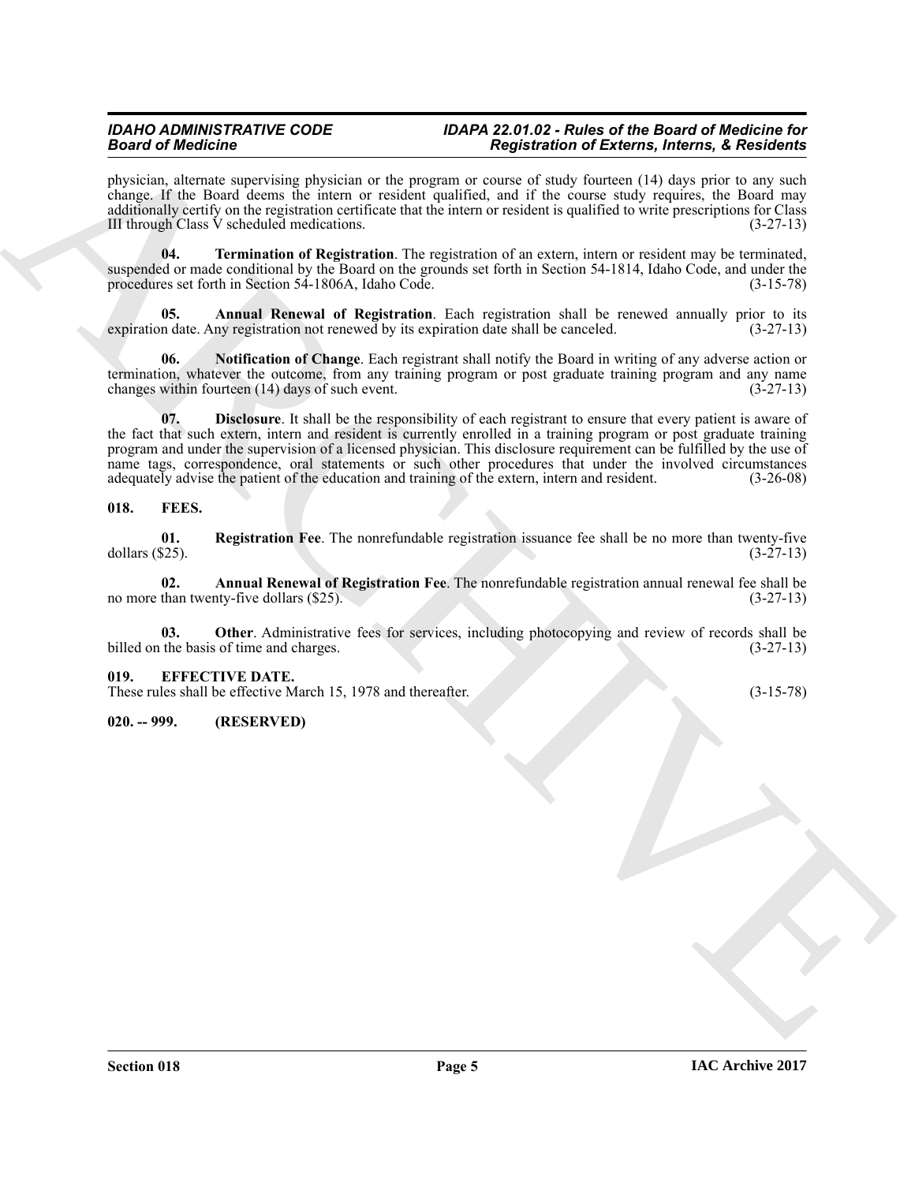physician, alternate supervising physician or the program or course of study fourteen (14) days prior to any such change. If the Board deems the intern or resident qualified, and if the course study requires, the Board may additionally certify on the registration certificate that the intern or resident is qualified to write prescriptions for Class III through Class V scheduled medications. (3-27-13)

**04. Termination of Registration**. The registration of an extern, intern or resident may be terminated, suspended or made conditional by the Board on the grounds set forth in Section 54-1814, Idaho Code, and under the procedures set forth in Section 54-1806A, Idaho Code. (3-15-78)

**05. Annual Renewal of Registration**. Each registration shall be renewed annually prior to its expiration date. Any registration not renewed by its expiration date shall be canceled. (3-27-13)

**06. Notification of Change**. Each registrant shall notify the Board in writing of any adverse action or termination, whatever the outcome, from any training program or post graduate training program and any name changes within fourteen (14) days of such event. (3-27-13)

**07. Disclosure**. It shall be the responsibility of each registrant to ensure that every patient is aware of the fact that such extern, intern and resident is currently enrolled in a training program or post graduate training program and under the supervision of a licensed physician. This disclosure requirement can be fulfilled by the use of name tags, correspondence, oral statements or such other procedures that under the involved circumstances adequately advise the patient of the education and training of the extern, intern and resident. (3-26-08)

## 018. FEES.

**01. Registration Fee**. The nonrefundable registration issuance fee shall be no more than twenty-five dollars ($25). (3-27-13)

**02. Annual Renewal of Registration Fee**. The nonrefundable registration annual renewal fee shall be no more than twenty-five dollars ($25). (3-27-13)

**03. Other**. Administrative fees for services, including photocopying and review of records shall be billed on the basis of time and charges. (3-27-13)

## 019. EFFECTIVE DATE.

These rules shall be effective March 15, 1978 and thereafter. (3-15-78)

## 020. -- 999. (RESERVED)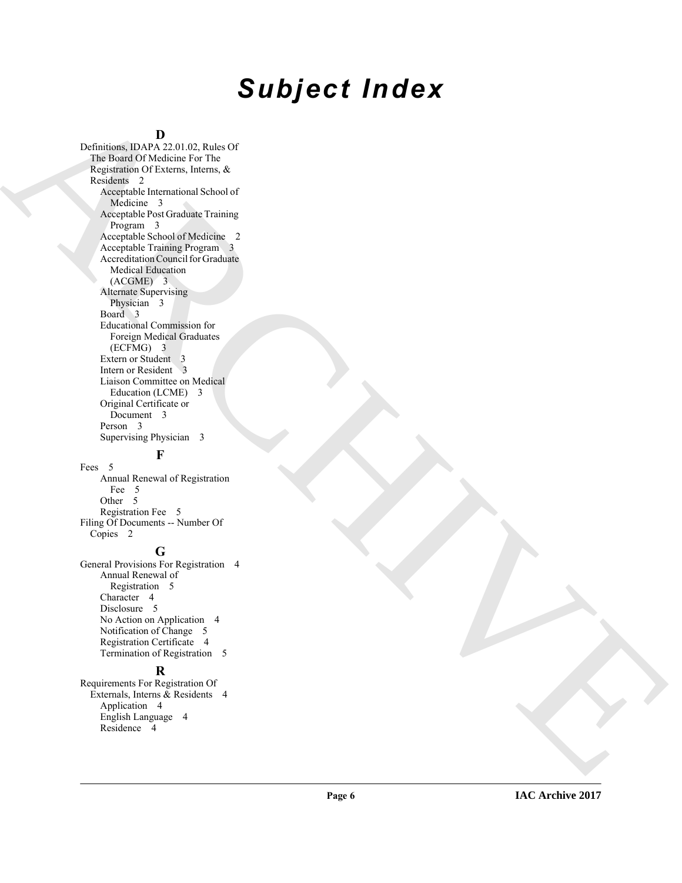# Subject Index

**D**

Definitions, IDAPA 22.01.02, Rules Of The Board Of Medicine For The Registration Of Externs, Interns, & Residents 2
- Acceptable International School of Medicine 3
- Acceptable Post Graduate Training Program 3
- Acceptable School of Medicine 2
- Acceptable Training Program 3
- Accreditation Council for Graduate Medical Education (ACGME) 3
- Alternate Supervising Physician 3
- Board 3
- Educational Commission for Foreign Medical Graduates (ECFMG) 3
- Extern or Student 3
- Intern or Resident 3
- Liaison Committee on Medical Education (LCME) 3
- Original Certificate or Document 3
- Person 3
- Supervising Physician 3

**F**

Fees 5
- Annual Renewal of Registration Fee 5
- Other 5
- Registration Fee 5

Filing Of Documents -- Number Of Copies 2

**G**

General Provisions For Registration 4
- Annual Renewal of Registration 5
- Character 4
- Disclosure 5
- No Action on Application 4
- Notification of Change 5
- Registration Certificate 4
- Termination of Registration 5

**R**

Requirements For Registration Of Externals, Interns & Residents 4
- Application 4
- English Language 4
- Residence 4